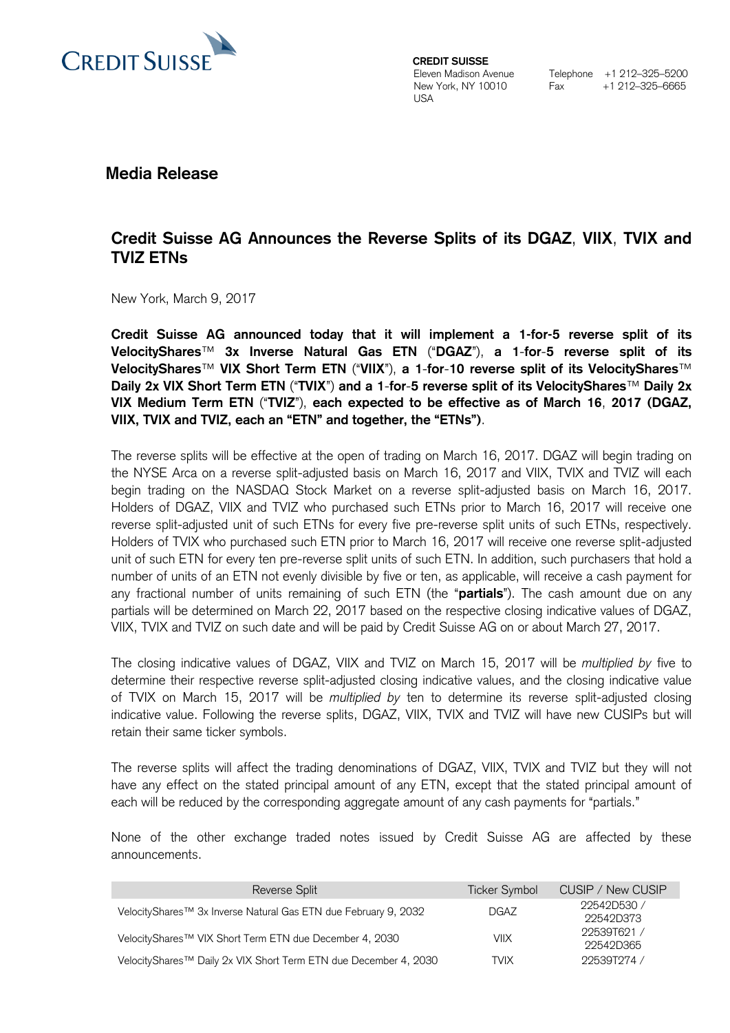CREDIT SUISSE

**CREDIT SUISSE**
Eleven Madison Avenue
New York, NY 10010
USA

Telephone +1 212-325-5200
Fax +1 212-325-6665

## Media Release

# Credit Suisse AG Announces the Reverse Splits of its DGAZ, VIIX, TVIX and TVIZ ETNs

New York, March 9, 2017

**Credit Suisse AG announced today that it will implement a 1-for-5 reverse split of its VelocityShares™ 3x Inverse Natural Gas ETN ("DGAZ"), a 1-for-5 reverse split of its VelocityShares™ VIX Short Term ETN ("VIIX"), a 1-for-10 reverse split of its VelocityShares™ Daily 2x VIX Short Term ETN ("TVIX") and a 1-for-5 reverse split of its VelocityShares™ Daily 2x VIX Medium Term ETN ("TVIZ"), each expected to be effective as of March 16, 2017 (DGAZ, VIIX, TVIX and TVIZ, each an "ETN" and together, the "ETNs").**

The reverse splits will be effective at the open of trading on March 16, 2017. DGAZ will begin trading on the NYSE Arca on a reverse split-adjusted basis on March 16, 2017 and VIIX, TVIX and TVIZ will each begin trading on the NASDAQ Stock Market on a reverse split-adjusted basis on March 16, 2017. Holders of DGAZ, VIIX and TVIZ who purchased such ETNs prior to March 16, 2017 will receive one reverse split-adjusted unit of such ETNs for every five pre-reverse split units of such ETNs, respectively. Holders of TVIX who purchased such ETN prior to March 16, 2017 will receive one reverse split-adjusted unit of such ETN for every ten pre-reverse split units of such ETN. In addition, such purchasers that hold a number of units of an ETN not evenly divisible by five or ten, as applicable, will receive a cash payment for any fractional number of units remaining of such ETN (the "**partials**"). The cash amount due on any partials will be determined on March 22, 2017 based on the respective closing indicative values of DGAZ, VIIX, TVIX and TVIZ on such date and will be paid by Credit Suisse AG on or about March 27, 2017.

The closing indicative values of DGAZ, VIIX and TVIZ on March 15, 2017 will be *multiplied by* five to determine their respective reverse split-adjusted closing indicative values, and the closing indicative value of TVIX on March 15, 2017 will be *multiplied by* ten to determine its reverse split-adjusted closing indicative value. Following the reverse splits, DGAZ, VIIX, TVIX and TVIZ will have new CUSIPs but will retain their same ticker symbols.

The reverse splits will affect the trading denominations of DGAZ, VIIX, TVIX and TVIZ but they will not have any effect on the stated principal amount of any ETN, except that the stated principal amount of each will be reduced by the corresponding aggregate amount of any cash payments for "partials."

None of the other exchange traded notes issued by Credit Suisse AG are affected by these announcements.

| Reverse Split | Ticker Symbol | CUSIP / New CUSIP |
|---|---|---|
| VelocityShares™ 3x Inverse Natural Gas ETN due February 9, 2032 | DGAZ | 22542D530 / 22542D373 |
| VelocityShares™ VIX Short Term ETN due December 4, 2030 | VIIX | 22539T621 / 22542D365 |
| VelocityShares™ Daily 2x VIX Short Term ETN due December 4, 2030 | TVIX | 22539T274 / |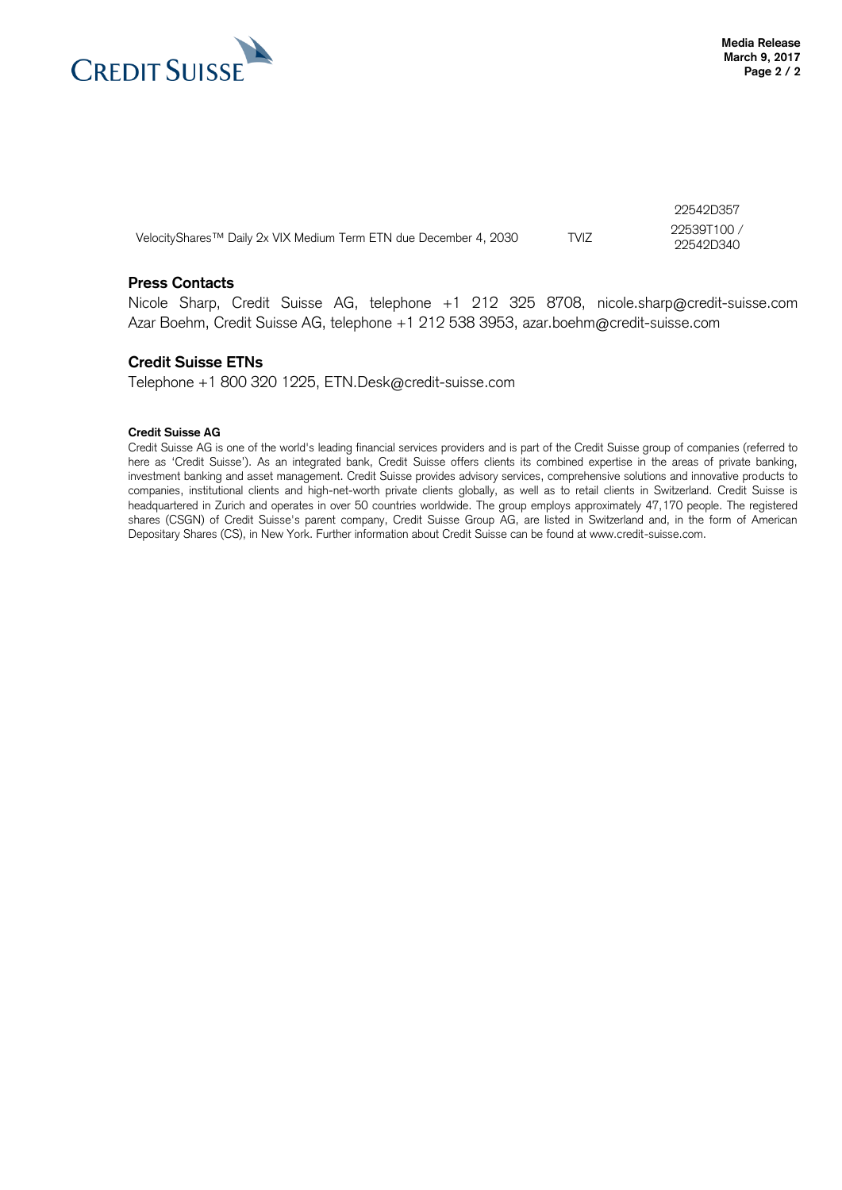| | | |
|---|---|---|
| | | 22542D357 |
| VelocityShares™ Daily 2x VIX Medium Term ETN due December 4, 2030 | TVIZ | 22539T100 / 22542D340 |

## Press Contacts

Nicole Sharp, Credit Suisse AG, telephone +1 212 325 8708, nicole.sharp@credit-suisse.com
Azar Boehm, Credit Suisse AG, telephone +1 212 538 3953, azar.boehm@credit-suisse.com

## Credit Suisse ETNs

Telephone +1 800 320 1225, ETN.Desk@credit-suisse.com

**Credit Suisse AG**

Credit Suisse AG is one of the world's leading financial services providers and is part of the Credit Suisse group of companies (referred to here as 'Credit Suisse'). As an integrated bank, Credit Suisse offers clients its combined expertise in the areas of private banking, investment banking and asset management. Credit Suisse provides advisory services, comprehensive solutions and innovative products to companies, institutional clients and high-net-worth private clients globally, as well as to retail clients in Switzerland. Credit Suisse is headquartered in Zurich and operates in over 50 countries worldwide. The group employs approximately 47,170 people. The registered shares (CSGN) of Credit Suisse's parent company, Credit Suisse Group AG, are listed in Switzerland and, in the form of American Depositary Shares (CS), in New York. Further information about Credit Suisse can be found at www.credit-suisse.com.